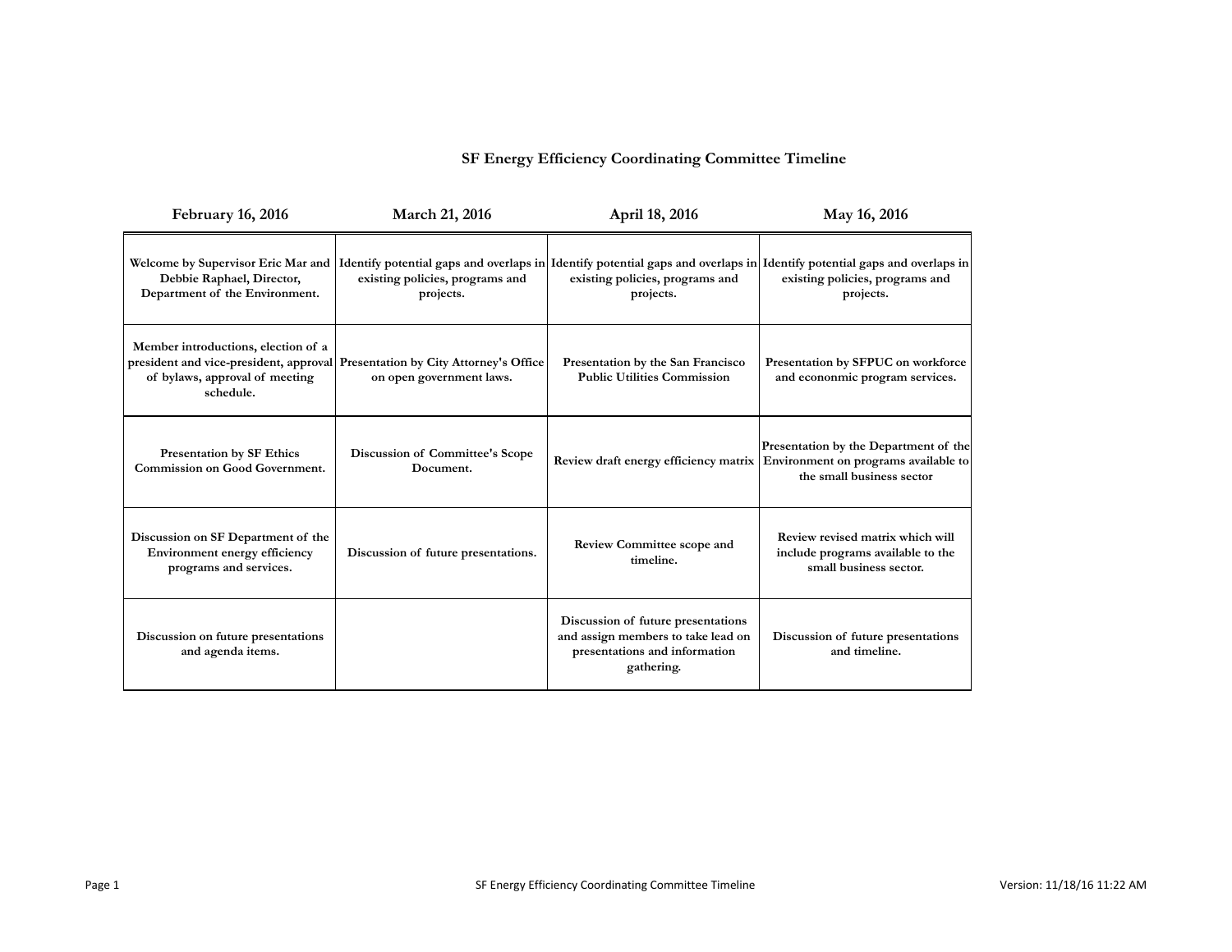## SF Energy Efficiency Coordinating Committee Timeline

| February 16, 2016 | March 21, 2016 | April 18, 2016 | May 16, 2016 |
|---|---|---|---|
| **Welcome by Supervisor Eric Mar and Debbie Raphael, Director, Department of the Environment.** | **Identify potential gaps and overlaps in existing policies, programs and projects.** | **Identify potential gaps and overlaps in existing policies, programs and projects.** | **Identify potential gaps and overlaps in existing policies, programs and projects.** |
| **Member introductions, election of a president and vice-president, approval of bylaws, approval of meeting schedule.** | **Presentation by City Attorney's Office on open government laws.** | **Presentation by the San Francisco Public Utilities Commission** | **Presentation by SFPUC on workforce and econonmic program services.** |
| **Presentation by SF Ethics Commission on Good Government.** | **Discussion of Committee's Scope Document.** | **Review draft energy efficiency matrix** | **Presentation by the Department of the Environment on programs available to the small business sector** |
| **Discussion on SF Department of the Environment energy efficiency programs and services.** | **Discussion of future presentations.** | **Review Committee scope and timeline.** | **Review revised matrix which will include programs available to the small business sector.** |
| **Discussion on future presentations and agenda items.** | | **Discussion of future presentations and assign members to take lead on presentations and information gathering.** | **Discussion of future presentations and timeline.** |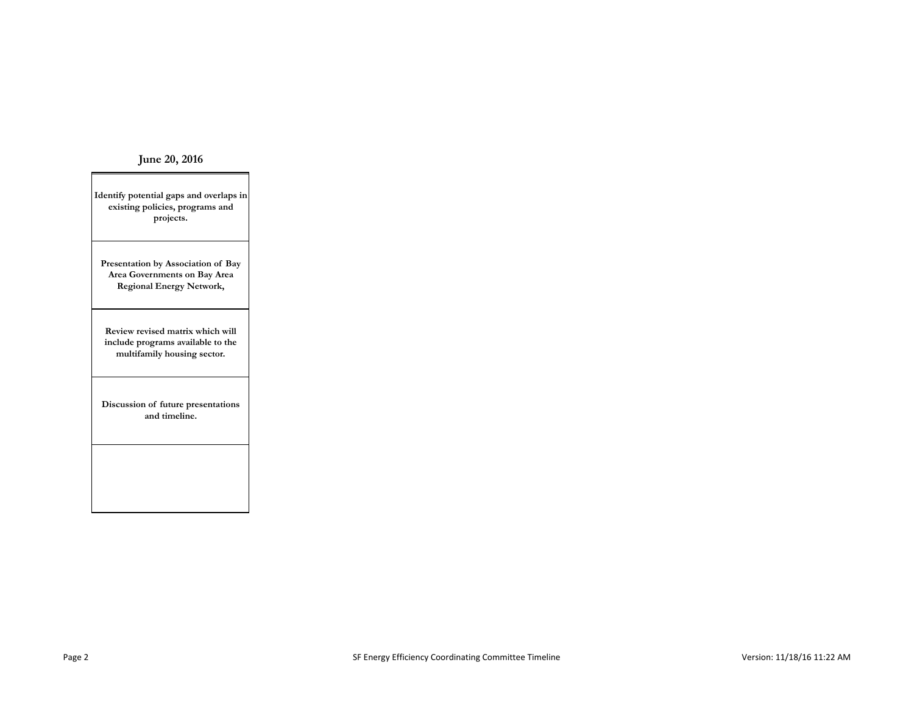| June 20, 2016 |
|---|
| **Identify potential gaps and overlaps in existing policies, programs and projects.** |
| **Presentation by Association of Bay Area Governments on Bay Area Regional Energy Network,** |
| **Review revised matrix which will include programs available to the multifamily housing sector.** |
| **Discussion of future presentations and timeline.** |
| |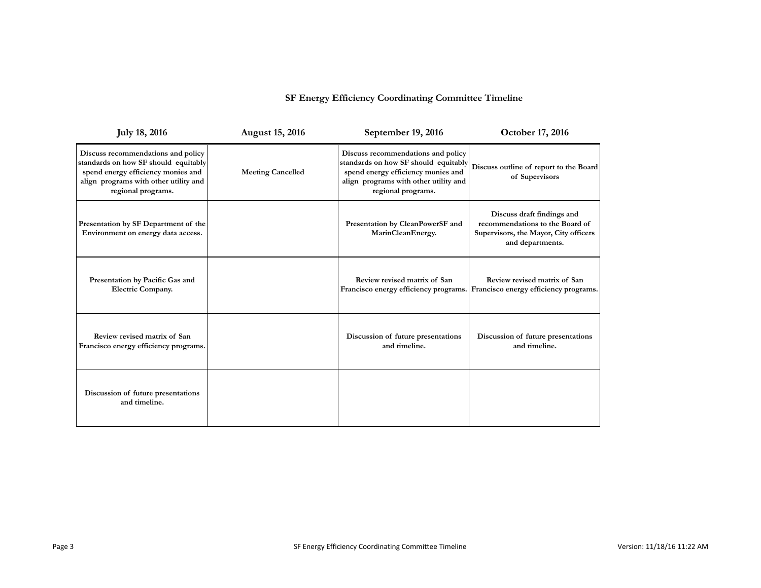## SF Energy Efficiency Coordinating Committee Timeline

| July 18, 2016 | August 15, 2016 | September 19, 2016 | October 17, 2016 |
|---|---|---|---|
| Discuss recommendations and policy standards on how SF should equitably spend energy efficiency monies and align programs with other utility and regional programs. | Meeting Cancelled | Discuss recommendations and policy standards on how SF should equitably spend energy efficiency monies and align programs with other utility and regional programs. | Discuss outline of report to the Board of Supervisors |
| Presentation by SF Department of the Environment on energy data access. | | Presentation by CleanPowerSF and MarinCleanEnergy. | Discuss draft findings and recommendations to the Board of Supervisors, the Mayor, City officers and departments. |
| Presentation by Pacific Gas and Electric Company. | | Review revised matrix of San Francisco energy efficiency programs. | Review revised matrix of San Francisco energy efficiency programs. |
| Review revised matrix of San Francisco energy efficiency programs. | | Discussion of future presentations and timeline. | Discussion of future presentations and timeline. |
| Discussion of future presentations and timeline. | | | |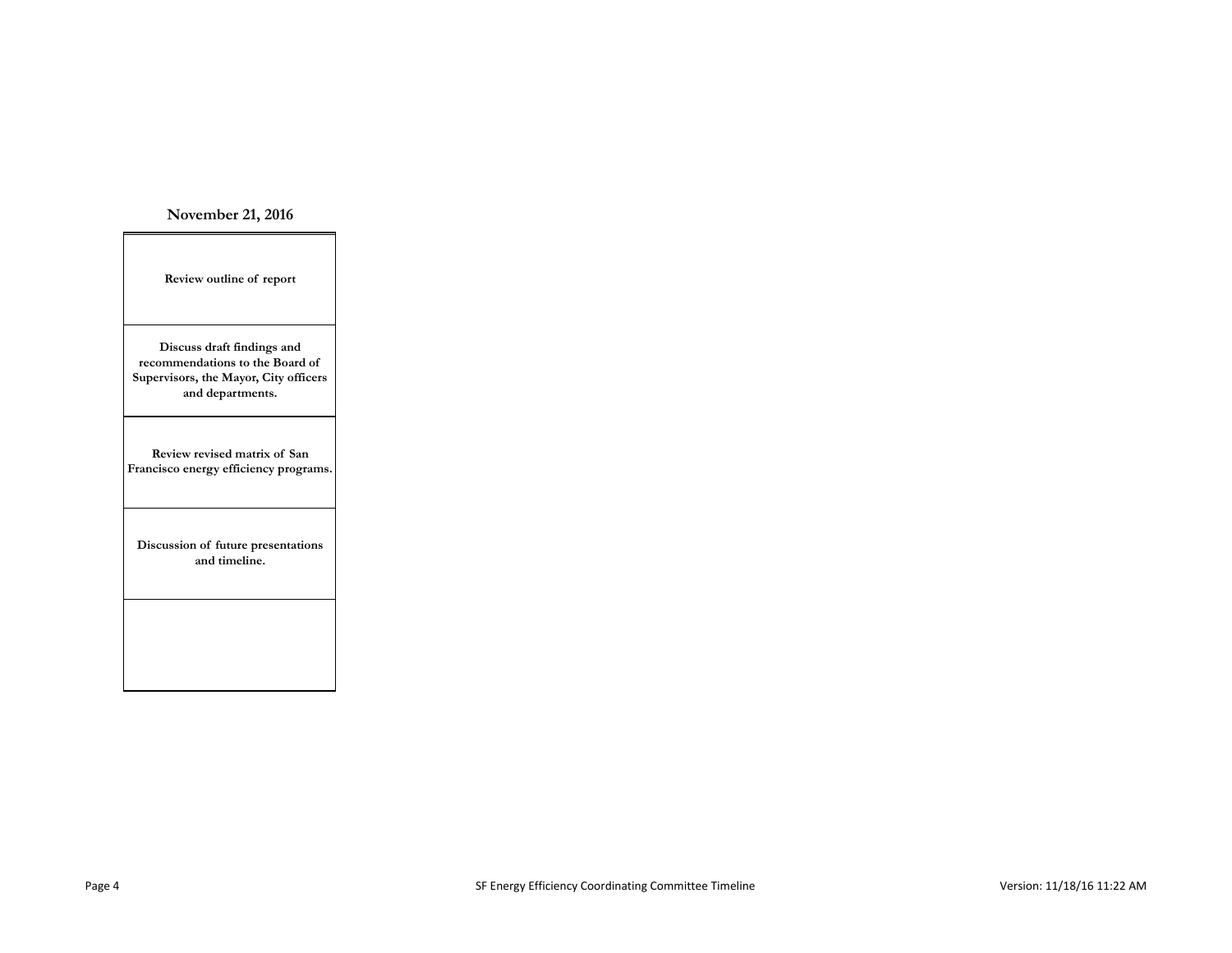| November 21, 2016 |
| --- |
| **Review outline of report** |
| **Discuss draft findings and recommendations to the Board of Supervisors, the Mayor, City officers and departments.** |
| **Review revised matrix of San Francisco energy efficiency programs.** |
| **Discussion of future presentations and timeline.** |
| |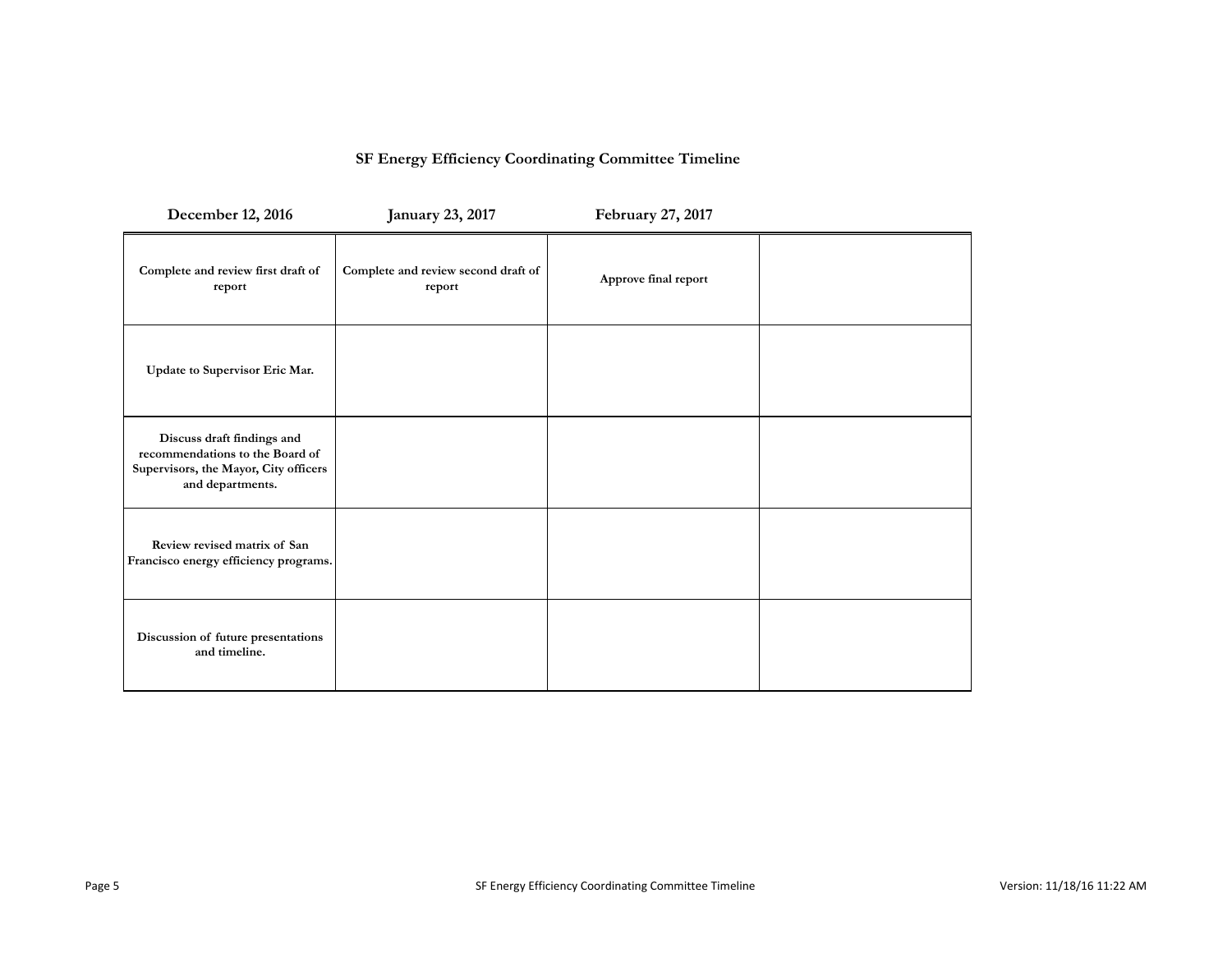## SF Energy Efficiency Coordinating Committee Timeline

| December 12, 2016 | January 23, 2017 | February 27, 2017 | |
|---|---|---|---|
| Complete and review first draft of report | Complete and review second draft of report | Approve final report | |
| Update to Supervisor Eric Mar. | | | |
| Discuss draft findings and recommendations to the Board of Supervisors, the Mayor, City officers and departments. | | | |
| Review revised matrix of San Francisco energy efficiency programs. | | | |
| Discussion of future presentations and timeline. | | | |